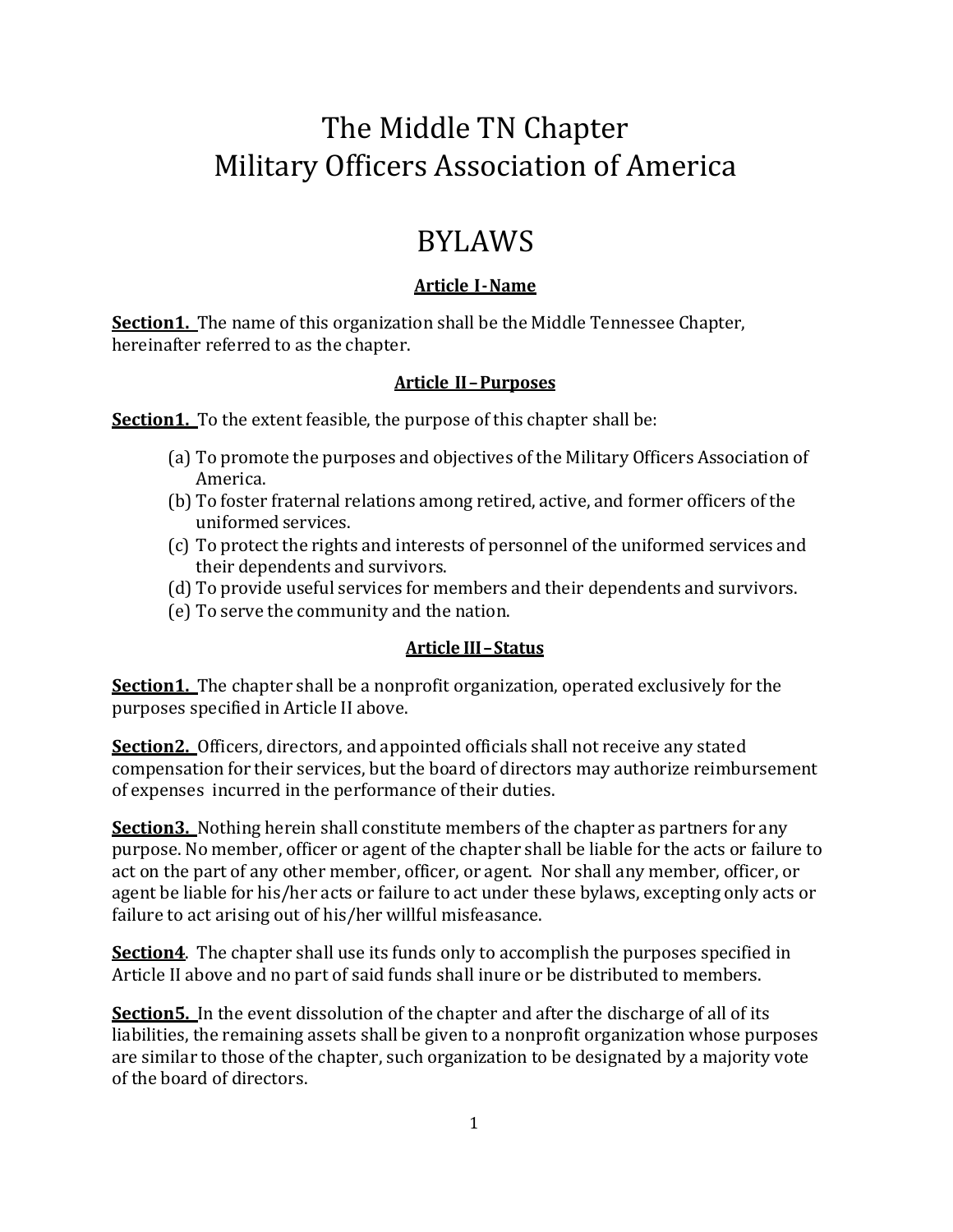# The Middle TN Chapter
# Military Officers Association of America

# BYLAWS

### Article I-Name

**Section1.** The name of this organization shall be the Middle Tennessee Chapter, hereinafter referred to as the chapter.

### Article II–Purposes

**Section1.** To the extent feasible, the purpose of this chapter shall be:

(a) To promote the purposes and objectives of the Military Officers Association of America.
(b) To foster fraternal relations among retired, active, and former officers of the uniformed services.
(c) To protect the rights and interests of personnel of the uniformed services and their dependents and survivors.
(d) To provide useful services for members and their dependents and survivors.
(e) To serve the community and the nation.

### Article III–Status

**Section1.** The chapter shall be a nonprofit organization, operated exclusively for the purposes specified in Article II above.

**Section2.** Officers, directors, and appointed officials shall not receive any stated compensation for their services, but the board of directors may authorize reimbursement of expenses incurred in the performance of their duties.

**Section3.** Nothing herein shall constitute members of the chapter as partners for any purpose. No member, officer or agent of the chapter shall be liable for the acts or failure to act on the part of any other member, officer, or agent. Nor shall any member, officer, or agent be liable for his/her acts or failure to act under these bylaws, excepting only acts or failure to act arising out of his/her willful misfeasance.

**Section4**. The chapter shall use its funds only to accomplish the purposes specified in Article II above and no part of said funds shall inure or be distributed to members.

**Section5.** In the event dissolution of the chapter and after the discharge of all of its liabilities, the remaining assets shall be given to a nonprofit organization whose purposes are similar to those of the chapter, such organization to be designated by a majority vote of the board of directors.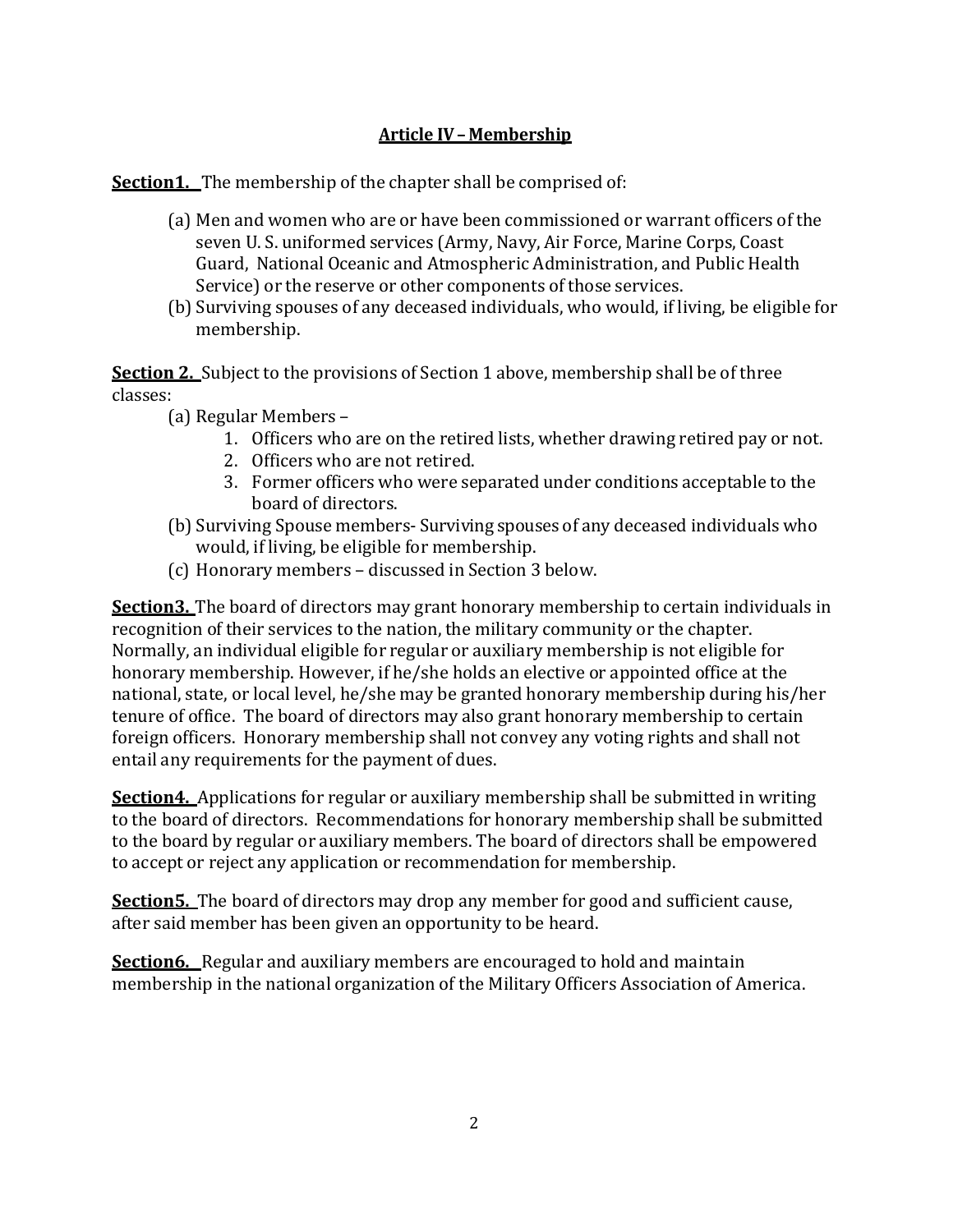## Article IV – Membership

**Section1.** The membership of the chapter shall be comprised of:

(a) Men and women who are or have been commissioned or warrant officers of the seven U. S. uniformed services (Army, Navy, Air Force, Marine Corps, Coast Guard, National Oceanic and Atmospheric Administration, and Public Health Service) or the reserve or other components of those services.

(b) Surviving spouses of any deceased individuals, who would, if living, be eligible for membership.

**Section 2.** Subject to the provisions of Section 1 above, membership shall be of three classes:

(a) Regular Members –
   1. Officers who are on the retired lists, whether drawing retired pay or not.
   2. Officers who are not retired.
   3. Former officers who were separated under conditions acceptable to the board of directors.

(b) Surviving Spouse members- Surviving spouses of any deceased individuals who would, if living, be eligible for membership.

(c) Honorary members – discussed in Section 3 below.

**Section3.** The board of directors may grant honorary membership to certain individuals in recognition of their services to the nation, the military community or the chapter. Normally, an individual eligible for regular or auxiliary membership is not eligible for honorary membership. However, if he/she holds an elective or appointed office at the national, state, or local level, he/she may be granted honorary membership during his/her tenure of office. The board of directors may also grant honorary membership to certain foreign officers. Honorary membership shall not convey any voting rights and shall not entail any requirements for the payment of dues.

**Section4.** Applications for regular or auxiliary membership shall be submitted in writing to the board of directors. Recommendations for honorary membership shall be submitted to the board by regular or auxiliary members. The board of directors shall be empowered to accept or reject any application or recommendation for membership.

**Section5.** The board of directors may drop any member for good and sufficient cause, after said member has been given an opportunity to be heard.

**Section6.** Regular and auxiliary members are encouraged to hold and maintain membership in the national organization of the Military Officers Association of America.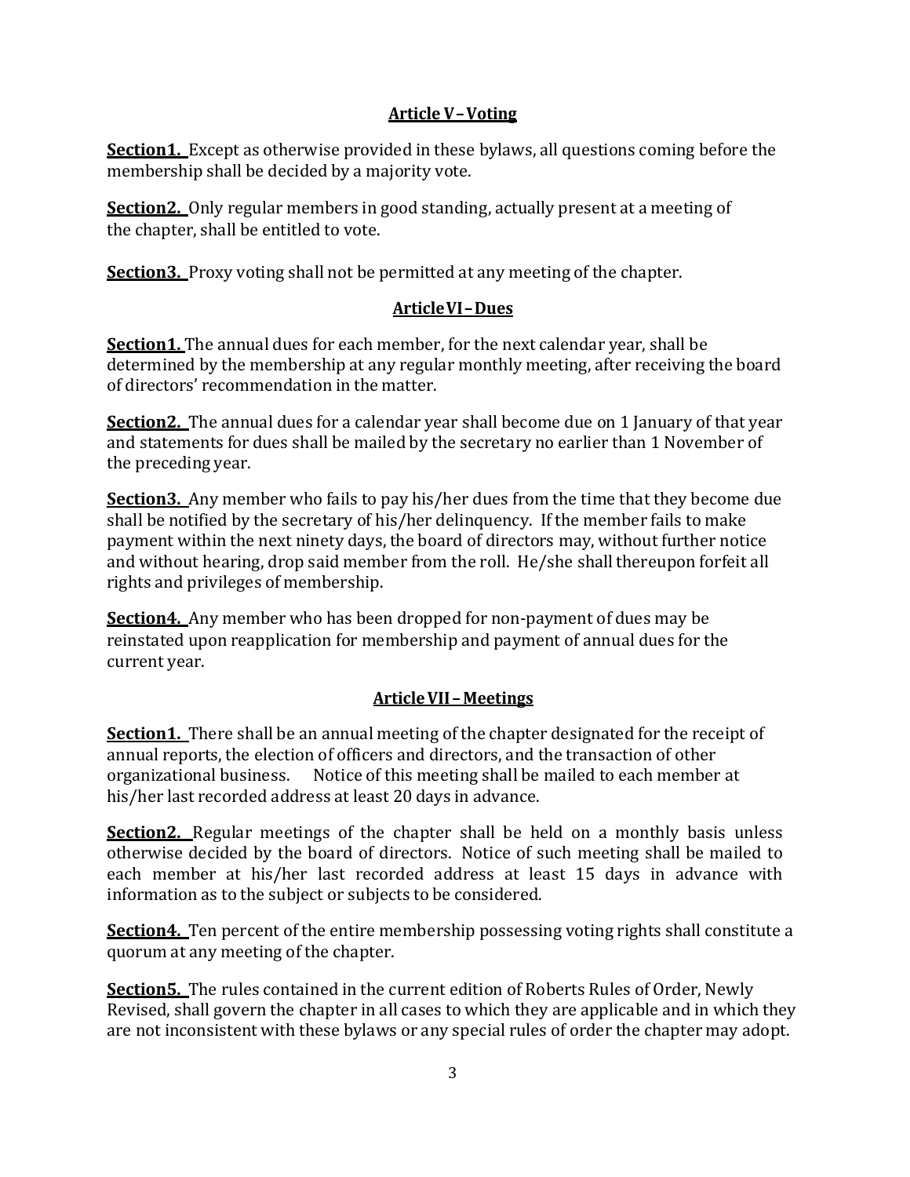## Article V – Voting

**Section1.** Except as otherwise provided in these bylaws, all questions coming before the membership shall be decided by a majority vote.

**Section2.** Only regular members in good standing, actually present at a meeting of the chapter, shall be entitled to vote.

**Section3.** Proxy voting shall not be permitted at any meeting of the chapter.

## Article VI – Dues

**Section1.** The annual dues for each member, for the next calendar year, shall be determined by the membership at any regular monthly meeting, after receiving the board of directors' recommendation in the matter.

**Section2.** The annual dues for a calendar year shall become due on 1 January of that year and statements for dues shall be mailed by the secretary no earlier than 1 November of the preceding year.

**Section3.** Any member who fails to pay his/her dues from the time that they become due shall be notified by the secretary of his/her delinquency. If the member fails to make payment within the next ninety days, the board of directors may, without further notice and without hearing, drop said member from the roll. He/she shall thereupon forfeit all rights and privileges of membership.

**Section4.** Any member who has been dropped for non-payment of dues may be reinstated upon reapplication for membership and payment of annual dues for the current year.

## Article VII – Meetings

**Section1.** There shall be an annual meeting of the chapter designated for the receipt of annual reports, the election of officers and directors, and the transaction of other organizational business. Notice of this meeting shall be mailed to each member at his/her last recorded address at least 20 days in advance.

**Section2.** Regular meetings of the chapter shall be held on a monthly basis unless otherwise decided by the board of directors. Notice of such meeting shall be mailed to each member at his/her last recorded address at least 15 days in advance with information as to the subject or subjects to be considered.

**Section4.** Ten percent of the entire membership possessing voting rights shall constitute a quorum at any meeting of the chapter.

**Section5.** The rules contained in the current edition of Roberts Rules of Order, Newly Revised, shall govern the chapter in all cases to which they are applicable and in which they are not inconsistent with these bylaws or any special rules of order the chapter may adopt.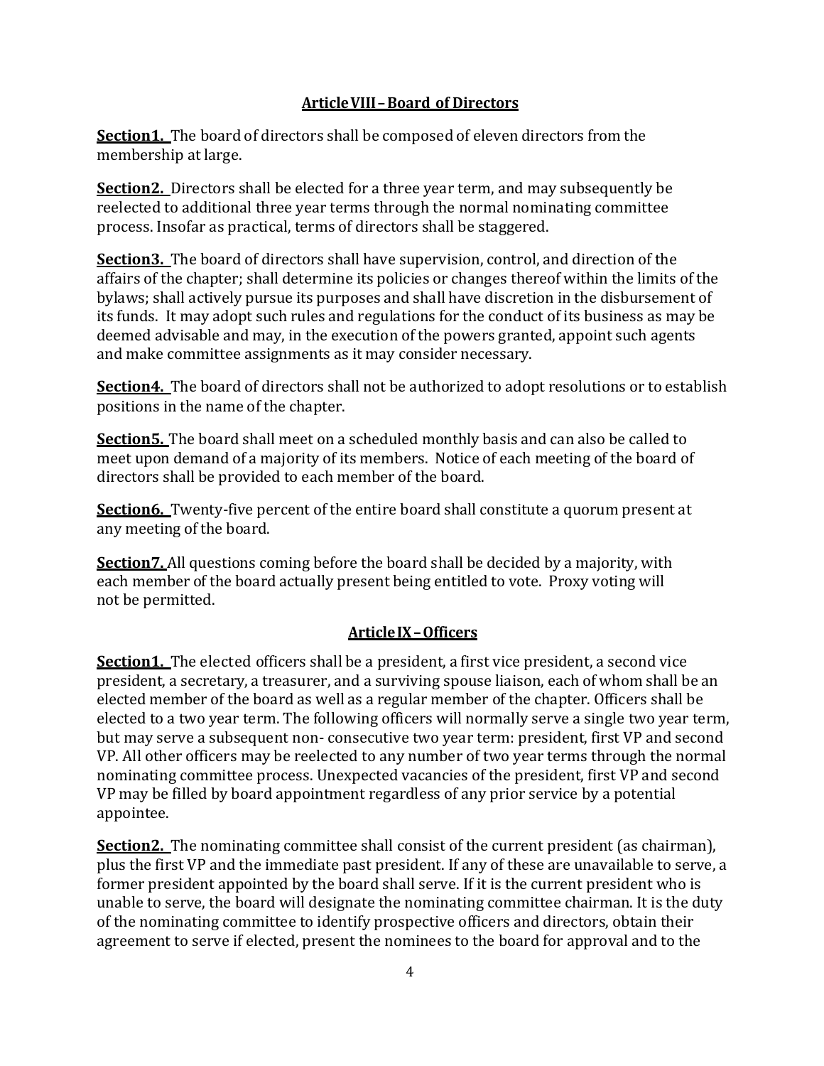## Article VIII – Board of Directors

**Section1.** The board of directors shall be composed of eleven directors from the membership at large.

**Section2.** Directors shall be elected for a three year term, and may subsequently be reelected to additional three year terms through the normal nominating committee process. Insofar as practical, terms of directors shall be staggered.

**Section3.** The board of directors shall have supervision, control, and direction of the affairs of the chapter; shall determine its policies or changes thereof within the limits of the bylaws; shall actively pursue its purposes and shall have discretion in the disbursement of its funds. It may adopt such rules and regulations for the conduct of its business as may be deemed advisable and may, in the execution of the powers granted, appoint such agents and make committee assignments as it may consider necessary.

**Section4.** The board of directors shall not be authorized to adopt resolutions or to establish positions in the name of the chapter.

**Section5.** The board shall meet on a scheduled monthly basis and can also be called to meet upon demand of a majority of its members. Notice of each meeting of the board of directors shall be provided to each member of the board.

**Section6.** Twenty-five percent of the entire board shall constitute a quorum present at any meeting of the board.

**Section7.** All questions coming before the board shall be decided by a majority, with each member of the board actually present being entitled to vote. Proxy voting will not be permitted.

## Article IX – Officers

**Section1.** The elected officers shall be a president, a first vice president, a second vice president, a secretary, a treasurer, and a surviving spouse liaison, each of whom shall be an elected member of the board as well as a regular member of the chapter. Officers shall be elected to a two year term. The following officers will normally serve a single two year term, but may serve a subsequent non- consecutive two year term: president, first VP and second VP. All other officers may be reelected to any number of two year terms through the normal nominating committee process. Unexpected vacancies of the president, first VP and second VP may be filled by board appointment regardless of any prior service by a potential appointee.

**Section2.** The nominating committee shall consist of the current president (as chairman), plus the first VP and the immediate past president. If any of these are unavailable to serve, a former president appointed by the board shall serve. If it is the current president who is unable to serve, the board will designate the nominating committee chairman. It is the duty of the nominating committee to identify prospective officers and directors, obtain their agreement to serve if elected, present the nominees to the board for approval and to the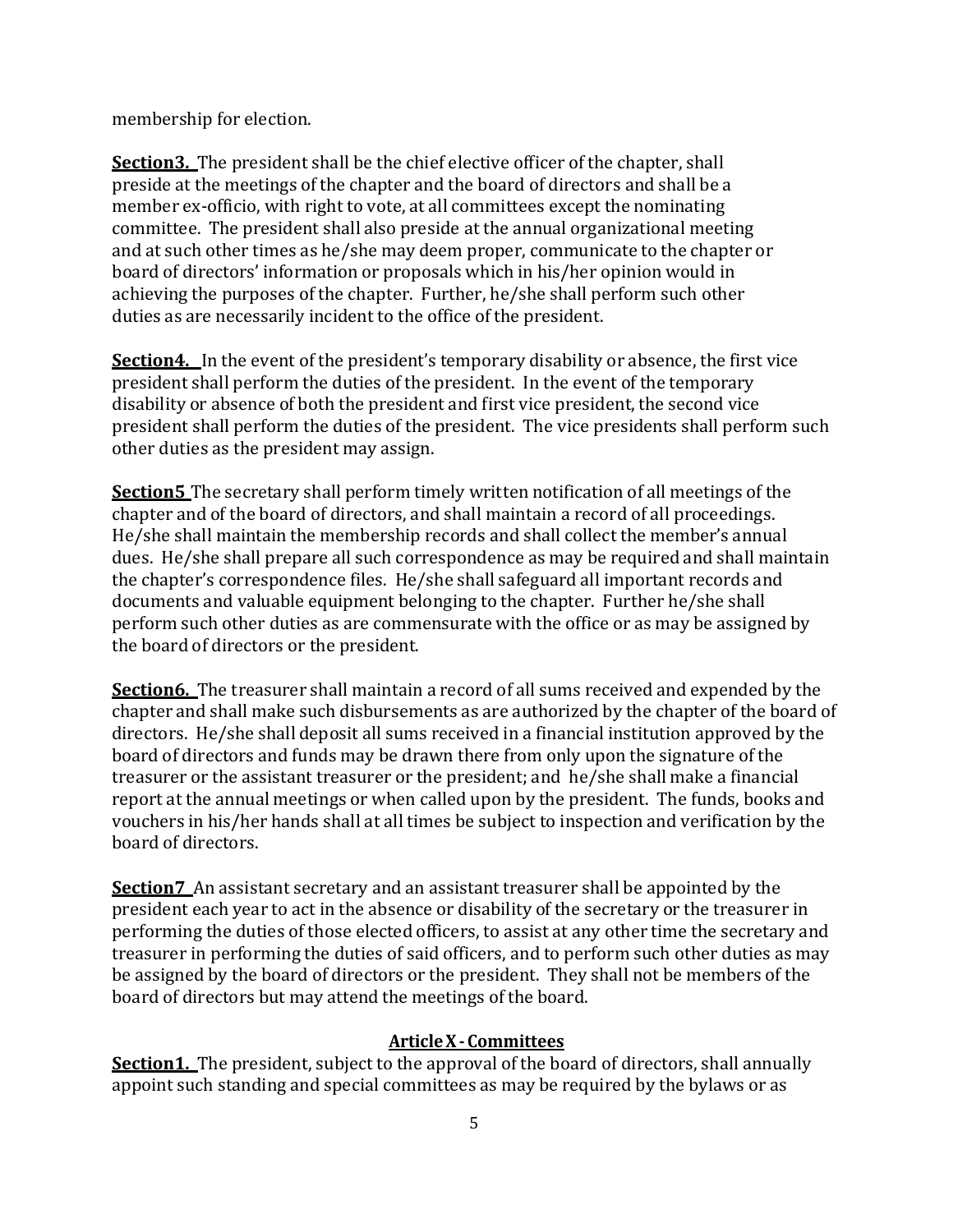membership for election.

**Section3.** The president shall be the chief elective officer of the chapter, shall preside at the meetings of the chapter and the board of directors and shall be a member ex-officio, with right to vote, at all committees except the nominating committee. The president shall also preside at the annual organizational meeting and at such other times as he/she may deem proper, communicate to the chapter or board of directors' information or proposals which in his/her opinion would in achieving the purposes of the chapter. Further, he/she shall perform such other duties as are necessarily incident to the office of the president.

**Section4.** In the event of the president's temporary disability or absence, the first vice president shall perform the duties of the president. In the event of the temporary disability or absence of both the president and first vice president, the second vice president shall perform the duties of the president. The vice presidents shall perform such other duties as the president may assign.

**Section5** The secretary shall perform timely written notification of all meetings of the chapter and of the board of directors, and shall maintain a record of all proceedings. He/she shall maintain the membership records and shall collect the member's annual dues. He/she shall prepare all such correspondence as may be required and shall maintain the chapter's correspondence files. He/she shall safeguard all important records and documents and valuable equipment belonging to the chapter. Further he/she shall perform such other duties as are commensurate with the office or as may be assigned by the board of directors or the president.

**Section6.** The treasurer shall maintain a record of all sums received and expended by the chapter and shall make such disbursements as are authorized by the chapter of the board of directors. He/she shall deposit all sums received in a financial institution approved by the board of directors and funds may be drawn there from only upon the signature of the treasurer or the assistant treasurer or the president; and he/she shall make a financial report at the annual meetings or when called upon by the president. The funds, books and vouchers in his/her hands shall at all times be subject to inspection and verification by the board of directors.

**Section7** An assistant secretary and an assistant treasurer shall be appointed by the president each year to act in the absence or disability of the secretary or the treasurer in performing the duties of those elected officers, to assist at any other time the secretary and treasurer in performing the duties of said officers, and to perform such other duties as may be assigned by the board of directors or the president. They shall not be members of the board of directors but may attend the meetings of the board.

## Article X - Committees

**Section1.** The president, subject to the approval of the board of directors, shall annually appoint such standing and special committees as may be required by the bylaws or as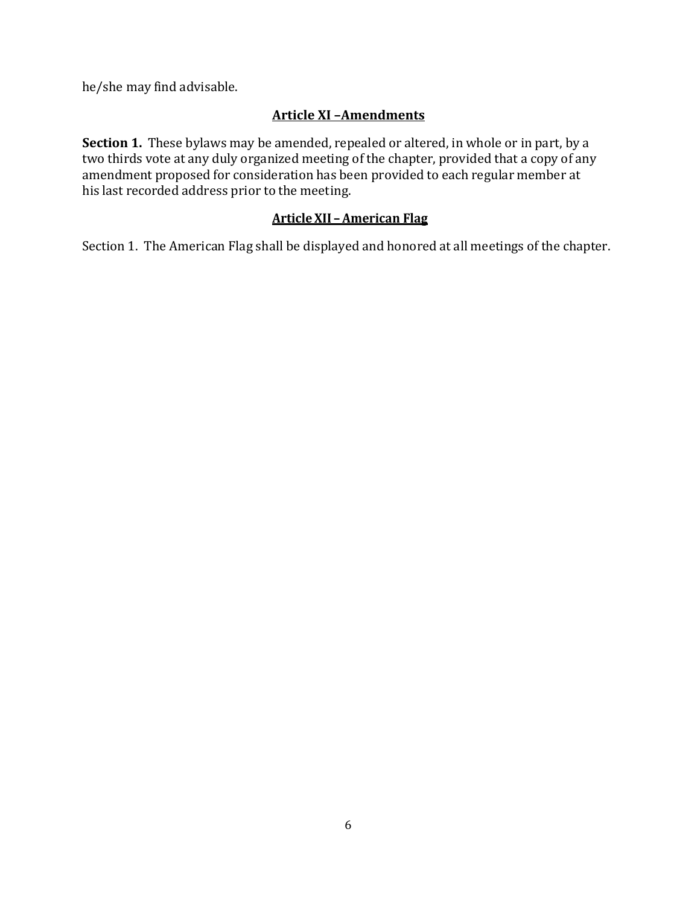he/she may find advisable.

## Article XI –Amendments

**Section 1.** These bylaws may be amended, repealed or altered, in whole or in part, by a two thirds vote at any duly organized meeting of the chapter, provided that a copy of any amendment proposed for consideration has been provided to each regular member at his last recorded address prior to the meeting.

## Article XII – American Flag

Section 1. The American Flag shall be displayed and honored at all meetings of the chapter.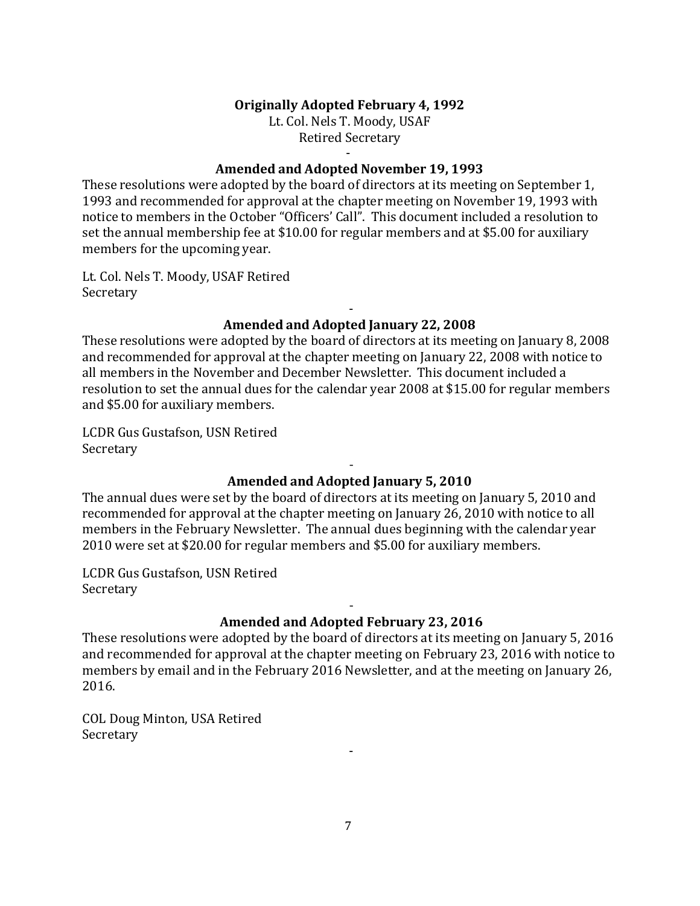**Originally Adopted February 4, 1992**

Lt. Col. Nels T. Moody, USAF
Retired Secretary

-

**Amended and Adopted November 19, 1993**

These resolutions were adopted by the board of directors at its meeting on September 1, 1993 and recommended for approval at the chapter meeting on November 19, 1993 with notice to members in the October "Officers' Call". This document included a resolution to set the annual membership fee at $10.00 for regular members and at $5.00 for auxiliary members for the upcoming year.

Lt. Col. Nels T. Moody, USAF Retired
Secretary

-

**Amended and Adopted January 22, 2008**

These resolutions were adopted by the board of directors at its meeting on January 8, 2008 and recommended for approval at the chapter meeting on January 22, 2008 with notice to all members in the November and December Newsletter. This document included a resolution to set the annual dues for the calendar year 2008 at $15.00 for regular members and $5.00 for auxiliary members.

LCDR Gus Gustafson, USN Retired
Secretary

-

**Amended and Adopted January 5, 2010**

The annual dues were set by the board of directors at its meeting on January 5, 2010 and recommended for approval at the chapter meeting on January 26, 2010 with notice to all members in the February Newsletter. The annual dues beginning with the calendar year 2010 were set at $20.00 for regular members and $5.00 for auxiliary members.

LCDR Gus Gustafson, USN Retired
Secretary

-

**Amended and Adopted February 23, 2016**

These resolutions were adopted by the board of directors at its meeting on January 5, 2016 and recommended for approval at the chapter meeting on February 23, 2016 with notice to members by email and in the February 2016 Newsletter, and at the meeting on January 26, 2016.

COL Doug Minton, USA Retired
Secretary

-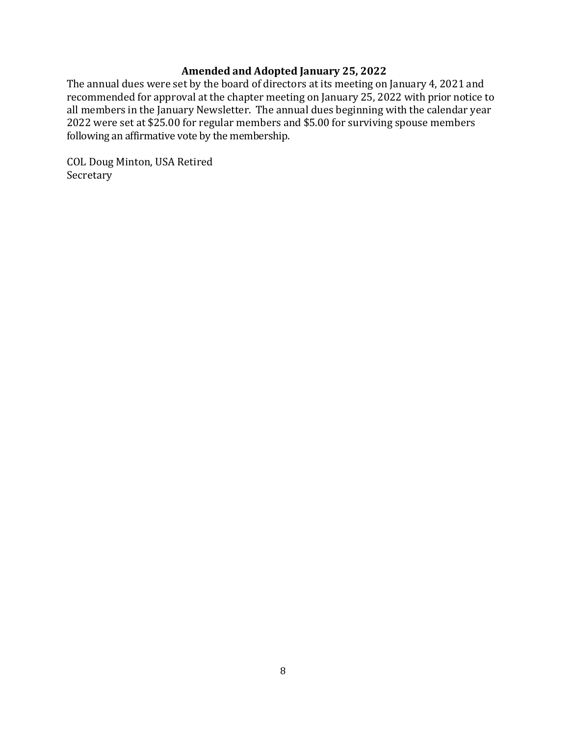**Amended and Adopted January 25, 2022**

The annual dues were set by the board of directors at its meeting on January 4, 2021 and recommended for approval at the chapter meeting on January 25, 2022 with prior notice to all members in the January Newsletter. The annual dues beginning with the calendar year 2022 were set at $25.00 for regular members and $5.00 for surviving spouse members following an affirmative vote by the membership.

COL Doug Minton, USA Retired
Secretary